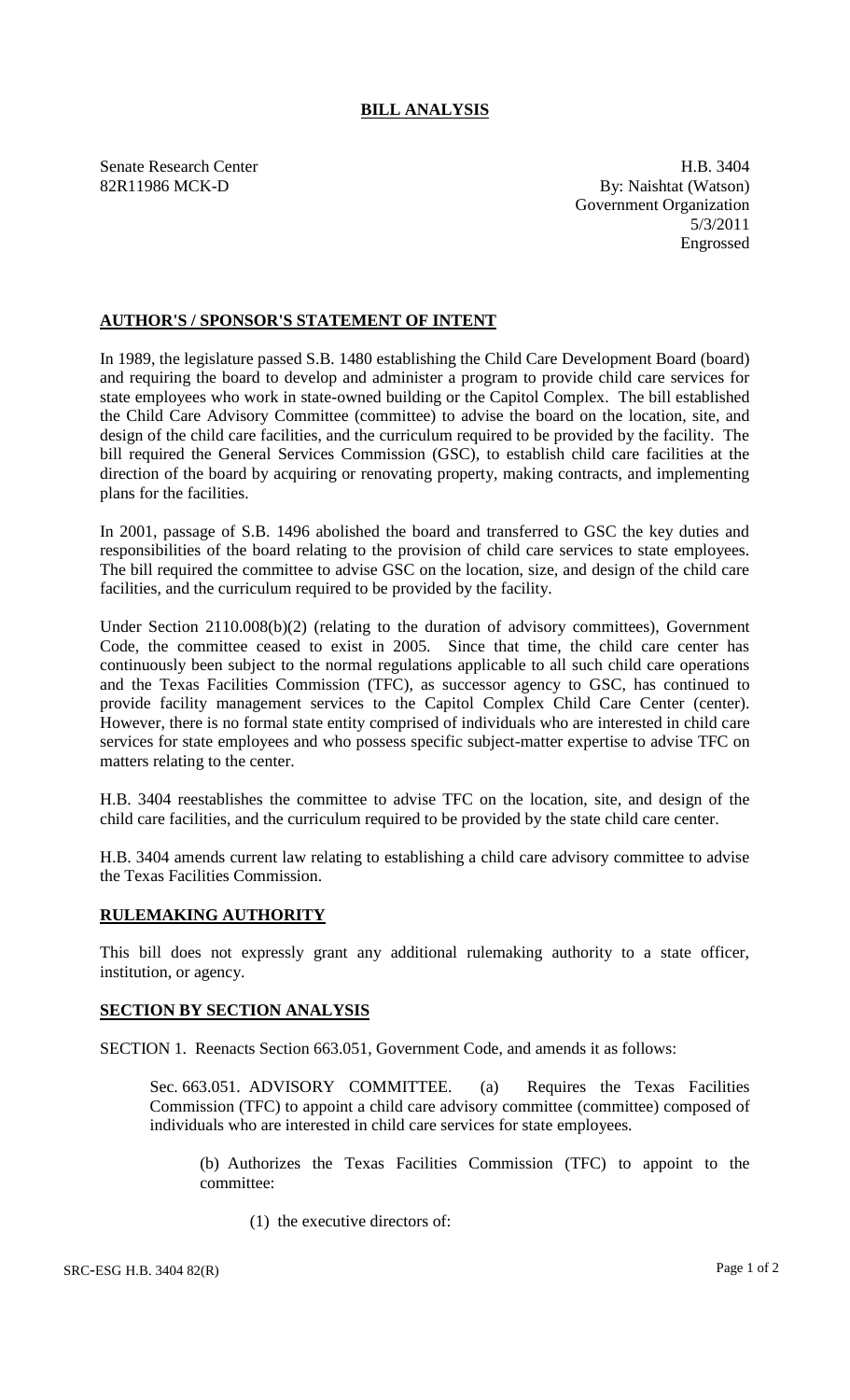# BILL ANALYSIS

Senate Research Center
82R11986 MCK-D

H.B. 3404
By: Naishtat (Watson)
Government Organization
5/3/2011
Engrossed

## AUTHOR'S / SPONSOR'S STATEMENT OF INTENT

In 1989, the legislature passed S.B. 1480 establishing the Child Care Development Board (board) and requiring the board to develop and administer a program to provide child care services for state employees who work in state-owned building or the Capitol Complex. The bill established the Child Care Advisory Committee (committee) to advise the board on the location, site, and design of the child care facilities, and the curriculum required to be provided by the facility. The bill required the General Services Commission (GSC), to establish child care facilities at the direction of the board by acquiring or renovating property, making contracts, and implementing plans for the facilities.

In 2001, passage of S.B. 1496 abolished the board and transferred to GSC the key duties and responsibilities of the board relating to the provision of child care services to state employees. The bill required the committee to advise GSC on the location, size, and design of the child care facilities, and the curriculum required to be provided by the facility.

Under Section 2110.008(b)(2) (relating to the duration of advisory committees), Government Code, the committee ceased to exist in 2005. Since that time, the child care center has continuously been subject to the normal regulations applicable to all such child care operations and the Texas Facilities Commission (TFC), as successor agency to GSC, has continued to provide facility management services to the Capitol Complex Child Care Center (center). However, there is no formal state entity comprised of individuals who are interested in child care services for state employees and who possess specific subject-matter expertise to advise TFC on matters relating to the center.

H.B. 3404 reestablishes the committee to advise TFC on the location, site, and design of the child care facilities, and the curriculum required to be provided by the state child care center.

H.B. 3404 amends current law relating to establishing a child care advisory committee to advise the Texas Facilities Commission.

## RULEMAKING AUTHORITY

This bill does not expressly grant any additional rulemaking authority to a state officer, institution, or agency.

## SECTION BY SECTION ANALYSIS

SECTION 1. Reenacts Section 663.051, Government Code, and amends it as follows:

Sec. 663.051. ADVISORY COMMITTEE. (a) Requires the Texas Facilities Commission (TFC) to appoint a child care advisory committee (committee) composed of individuals who are interested in child care services for state employees.

(b) Authorizes the Texas Facilities Commission (TFC) to appoint to the committee:

(1) the executive directors of: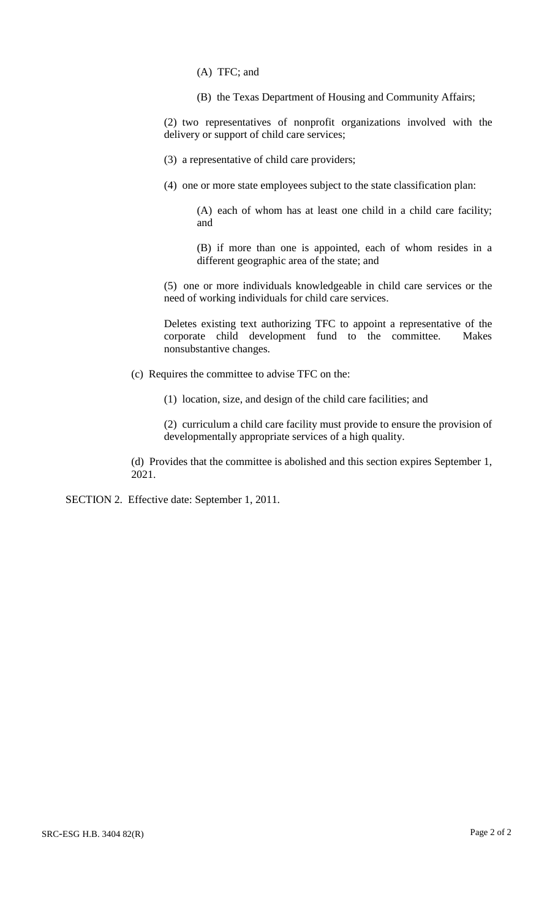(A) TFC; and

(B) the Texas Department of Housing and Community Affairs;

(2) two representatives of nonprofit organizations involved with the delivery or support of child care services;

(3) a representative of child care providers;

(4) one or more state employees subject to the state classification plan:

(A) each of whom has at least one child in a child care facility; and

(B) if more than one is appointed, each of whom resides in a different geographic area of the state; and

(5) one or more individuals knowledgeable in child care services or the need of working individuals for child care services.

Deletes existing text authorizing TFC to appoint a representative of the corporate child development fund to the committee. Makes nonsubstantive changes.

(c) Requires the committee to advise TFC on the:

(1) location, size, and design of the child care facilities; and

(2) curriculum a child care facility must provide to ensure the provision of developmentally appropriate services of a high quality.

(d) Provides that the committee is abolished and this section expires September 1, 2021.

SECTION 2. Effective date: September 1, 2011.